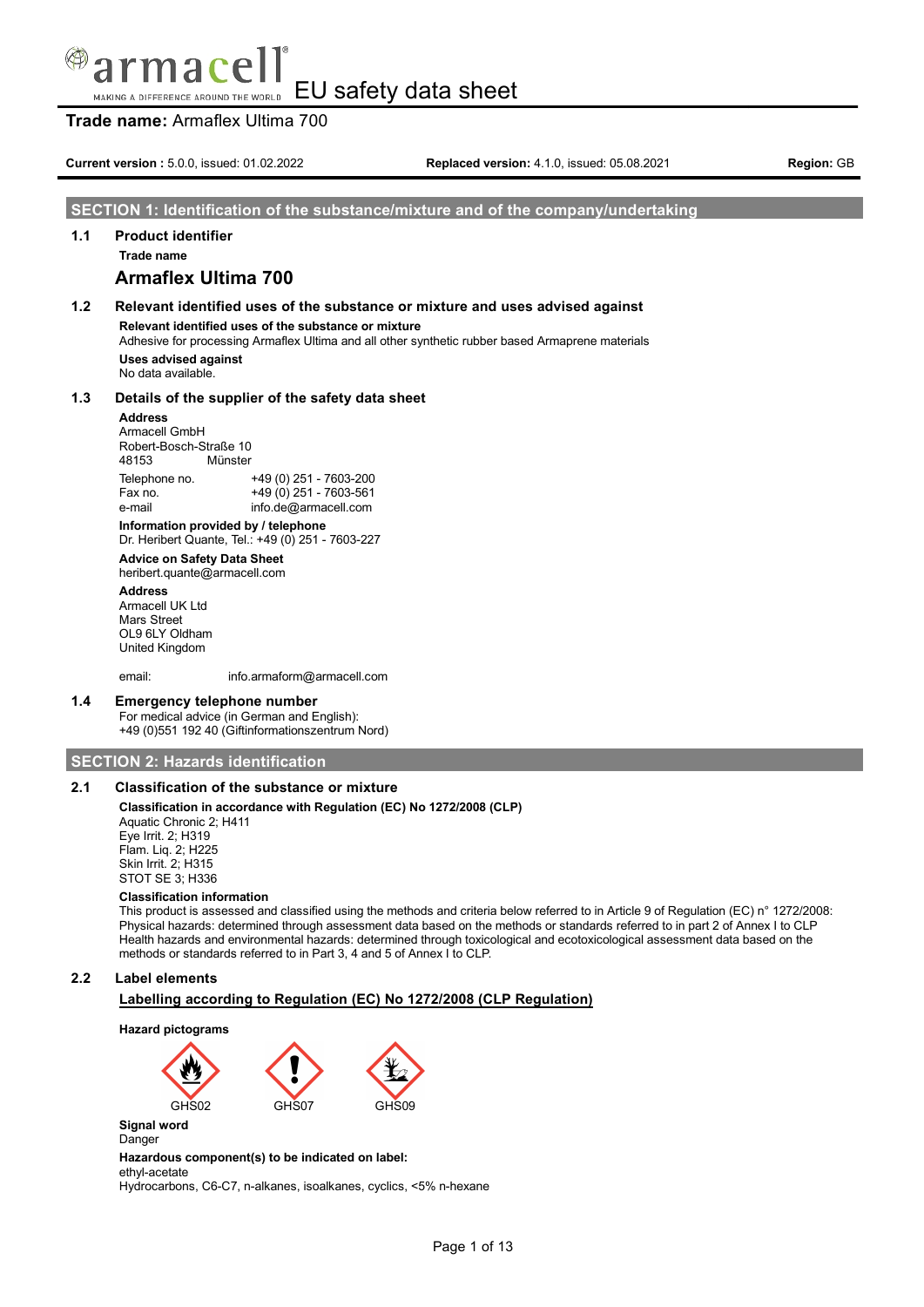# EU safety data sheet

**Trade name:** Armaflex Ultima 700

**Current version :** 5.0.0, issued: 01.02.2022 **Replaced version:** 4.1.0, issued: 05.08.2021 **Region:** GB

## SECTION 1: Identification of the substance/mixture and of the company/undertaking

### 1.1 Product identifier

**Trade name**

**Armaflex Ultima 700**

### 1.2 Relevant identified uses of the substance or mixture and uses advised against

**Relevant identified uses of the substance or mixture**

Adhesive for processing Armaflex Ultima and all other synthetic rubber based Armaprene materials

**Uses advised against**

No data available.

### 1.3 Details of the supplier of the safety data sheet

**Address**

Armacell GmbH
Robert-Bosch-Straße 10
48153 Münster

| | |
|---|---|
| Telephone no. | +49 (0) 251 - 7603-200 |
| Fax no. | +49 (0) 251 - 7603-561 |
| e-mail | info.de@armacell.com |

**Information provided by / telephone**

Dr. Heribert Quante, Tel.: +49 (0) 251 - 7603-227

**Advice on Safety Data Sheet**

heribert.quante@armacell.com

**Address**

Armacell UK Ltd
Mars Street
OL9 6LY Oldham
United Kingdom

email: info.armaform@armacell.com

### 1.4 Emergency telephone number

For medical advice (in German and English):
+49 (0)551 192 40 (Giftinformationszentrum Nord)

## SECTION 2: Hazards identification

### 2.1 Classification of the substance or mixture

**Classification in accordance with Regulation (EC) No 1272/2008 (CLP)**

Aquatic Chronic 2; H411
Eye Irrit. 2; H319
Flam. Liq. 2; H225
Skin Irrit. 2; H315
STOT SE 3; H336

**Classification information**

This product is assessed and classified using the methods and criteria below referred to in Article 9 of Regulation (EC) n° 1272/2008:
Physical hazards: determined through assessment data based on the methods or standards referred to in part 2 of Annex I to CLP
Health hazards and environmental hazards: determined through toxicological and ecotoxicological assessment data based on the methods or standards referred to in Part 3, 4 and 5 of Annex I to CLP.

### 2.2 Label elements

**Labelling according to Regulation (EC) No 1272/2008 (CLP Regulation)**

**Hazard pictograms**

GHS02 GHS07 GHS09

**Signal word**

Danger

**Hazardous component(s) to be indicated on label:**

ethyl-acetate
Hydrocarbons, C6-C7, n-alkanes, isoalkanes, cyclics, <5% n-hexane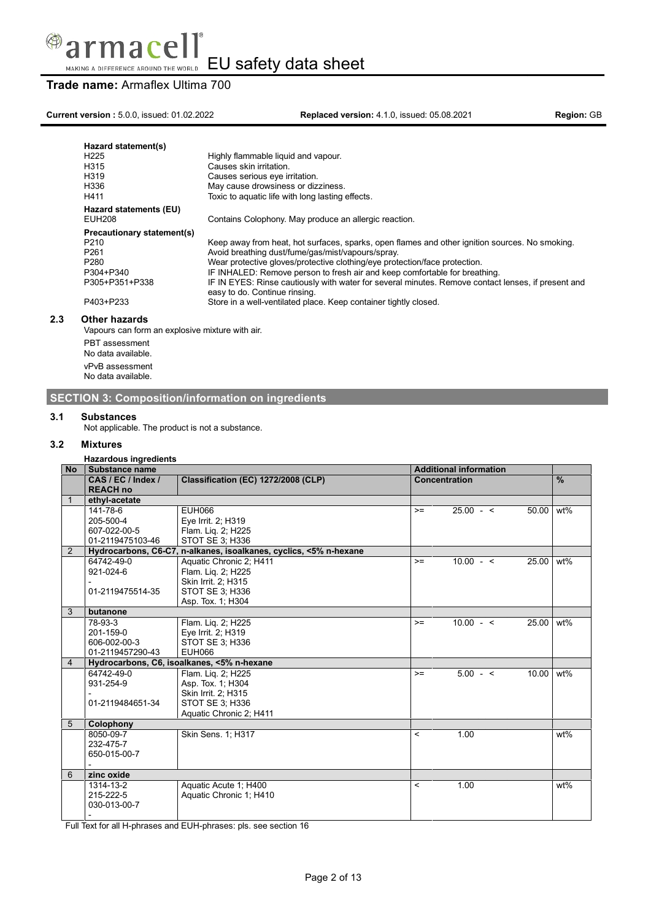**Hazard statement(s)**

| | |
|---|---|
| H225 | Highly flammable liquid and vapour. |
| H315 | Causes skin irritation. |
| H319 | Causes serious eye irritation. |
| H336 | May cause drowsiness or dizziness. |
| H411 | Toxic to aquatic life with long lasting effects. |

**Hazard statements (EU)**

| | |
|---|---|
| EUH208 | Contains Colophony. May produce an allergic reaction. |

**Precautionary statement(s)**

| | |
|---|---|
| P210 | Keep away from heat, hot surfaces, sparks, open flames and other ignition sources. No smoking. |
| P261 | Avoid breathing dust/fume/gas/mist/vapours/spray. |
| P280 | Wear protective gloves/protective clothing/eye protection/face protection. |
| P304+P340 | IF INHALED: Remove person to fresh air and keep comfortable for breathing. |
| P305+P351+P338 | IF IN EYES: Rinse cautiously with water for several minutes. Remove contact lenses, if present and easy to do. Continue rinsing. |
| P403+P233 | Store in a well-ventilated place. Keep container tightly closed. |

### 2.3 Other hazards

Vapours can form an explosive mixture with air.

PBT assessment
No data available.

vPvB assessment
No data available.

## SECTION 3: Composition/information on ingredients

### 3.1 Substances

Not applicable. The product is not a substance.

### 3.2 Mixtures

**Hazardous ingredients**

| No | Substance name | | Additional information | | | |
|---|---|---|---|---|---|---|
| | CAS / EC / Index / REACH no | Classification (EC) 1272/2008 (CLP) | Concentration | | | % |
| 1 | **ethyl-acetate** | | | | | |
| | 141-78-6<br>205-500-4<br>607-022-00-5<br>01-2119475103-46 | EUH066<br>Eye Irrit. 2; H319<br>Flam. Liq. 2; H225<br>STOT SE 3; H336 | >= | 25.00 - < | 50.00 | wt% |
| 2 | **Hydrocarbons, C6-C7, n-alkanes, isoalkanes, cyclics, <5% n-hexane** | | | | | |
| | 64742-49-0<br>921-024-6<br>-<br>01-2119475514-35 | Aquatic Chronic 2; H411<br>Flam. Liq. 2; H225<br>Skin Irrit. 2; H315<br>STOT SE 3; H336<br>Asp. Tox. 1; H304 | >= | 10.00 - < | 25.00 | wt% |
| 3 | **butanone** | | | | | |
| | 78-93-3<br>201-159-0<br>606-002-00-3<br>01-2119457290-43 | Flam. Liq. 2; H225<br>Eye Irrit. 2; H319<br>STOT SE 3; H336<br>EUH066 | >= | 10.00 - < | 25.00 | wt% |
| 4 | **Hydrocarbons, C6, isoalkanes, <5% n-hexane** | | | | | |
| | 64742-49-0<br>931-254-9<br>-<br>01-2119484651-34 | Flam. Liq. 2; H225<br>Asp. Tox. 1; H304<br>Skin Irrit. 2; H315<br>STOT SE 3; H336<br>Aquatic Chronic 2; H411 | >= | 5.00 - < | 10.00 | wt% |
| 5 | **Colophony** | | | | | |
| | 8050-09-7<br>232-475-7<br>650-015-00-7<br>- | Skin Sens. 1; H317 | < | 1.00 | | wt% |
| 6 | **zinc oxide** | | | | | |
| | 1314-13-2<br>215-222-5<br>030-013-00-7<br>- | Aquatic Acute 1; H400<br>Aquatic Chronic 1; H410 | < | 1.00 | | wt% |

Full Text for all H-phrases and EUH-phrases: pls. see section 16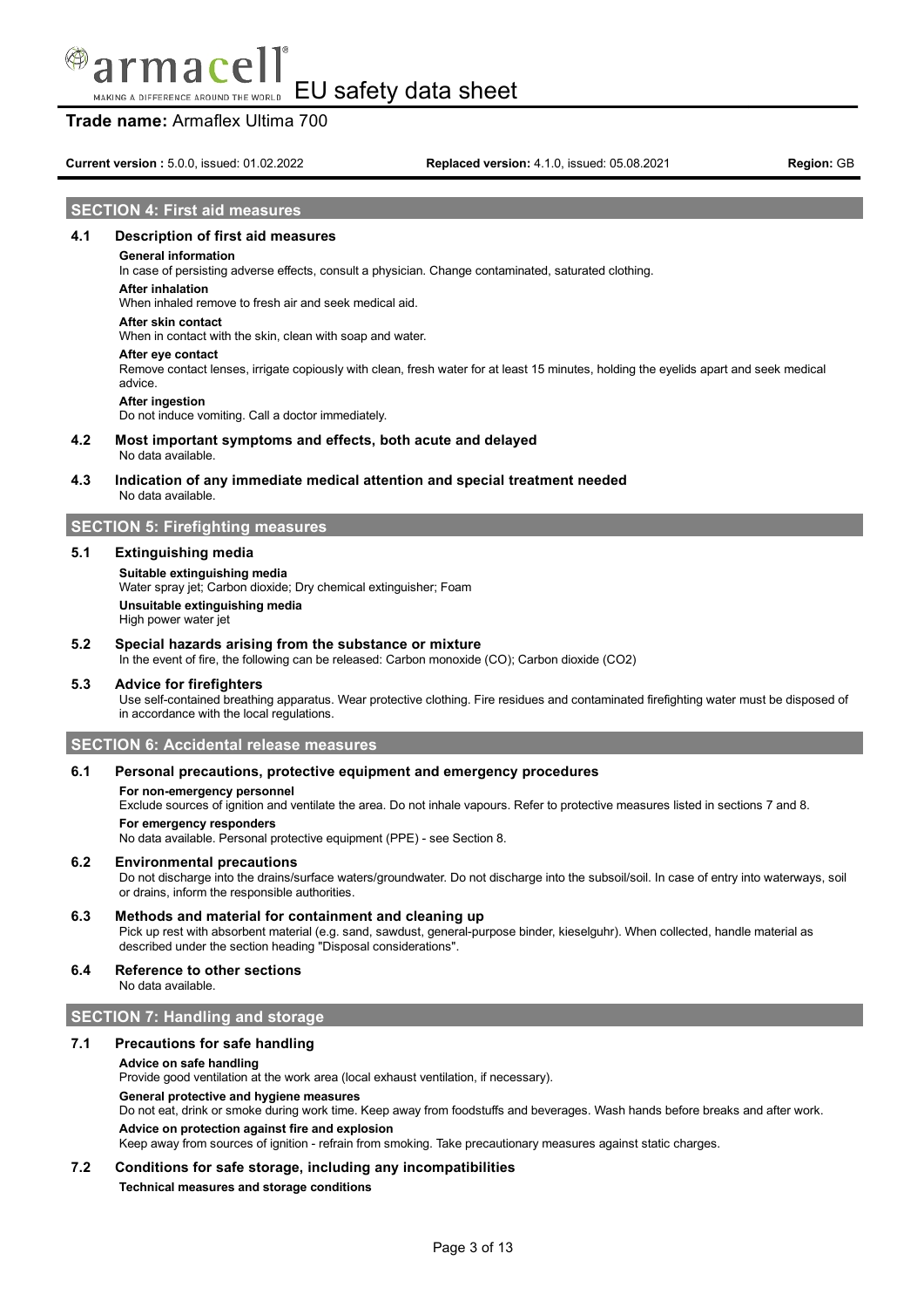## SECTION 4: First aid measures

### 4.1 Description of first aid measures

**General information**

In case of persisting adverse effects, consult a physician. Change contaminated, saturated clothing.

**After inhalation**

When inhaled remove to fresh air and seek medical aid.

**After skin contact**

When in contact with the skin, clean with soap and water.

**After eye contact**

Remove contact lenses, irrigate copiously with clean, fresh water for at least 15 minutes, holding the eyelids apart and seek medical advice.

**After ingestion**

Do not induce vomiting. Call a doctor immediately.

### 4.2 Most important symptoms and effects, both acute and delayed

No data available.

### 4.3 Indication of any immediate medical attention and special treatment needed

No data available.

## SECTION 5: Firefighting measures

### 5.1 Extinguishing media

**Suitable extinguishing media**

Water spray jet; Carbon dioxide; Dry chemical extinguisher; Foam

**Unsuitable extinguishing media**

High power water jet

### 5.2 Special hazards arising from the substance or mixture

In the event of fire, the following can be released: Carbon monoxide (CO); Carbon dioxide ($CO_2$)

### 5.3 Advice for firefighters

Use self-contained breathing apparatus. Wear protective clothing. Fire residues and contaminated firefighting water must be disposed of in accordance with the local regulations.

## SECTION 6: Accidental release measures

### 6.1 Personal precautions, protective equipment and emergency procedures

**For non-emergency personnel**

Exclude sources of ignition and ventilate the area. Do not inhale vapours. Refer to protective measures listed in sections 7 and 8.

**For emergency responders**

No data available. Personal protective equipment (PPE) - see Section 8.

### 6.2 Environmental precautions

Do not discharge into the drains/surface waters/groundwater. Do not discharge into the subsoil/soil. In case of entry into waterways, soil or drains, inform the responsible authorities.

### 6.3 Methods and material for containment and cleaning up

Pick up rest with absorbent material (e.g. sand, sawdust, general-purpose binder, kieselguhr). When collected, handle material as described under the section heading "Disposal considerations".

### 6.4 Reference to other sections

No data available.

## SECTION 7: Handling and storage

### 7.1 Precautions for safe handling

**Advice on safe handling**

Provide good ventilation at the work area (local exhaust ventilation, if necessary).

**General protective and hygiene measures**

Do not eat, drink or smoke during work time. Keep away from foodstuffs and beverages. Wash hands before breaks and after work.

**Advice on protection against fire and explosion**

Keep away from sources of ignition - refrain from smoking. Take precautionary measures against static charges.

### 7.2 Conditions for safe storage, including any incompatibilities

**Technical measures and storage conditions**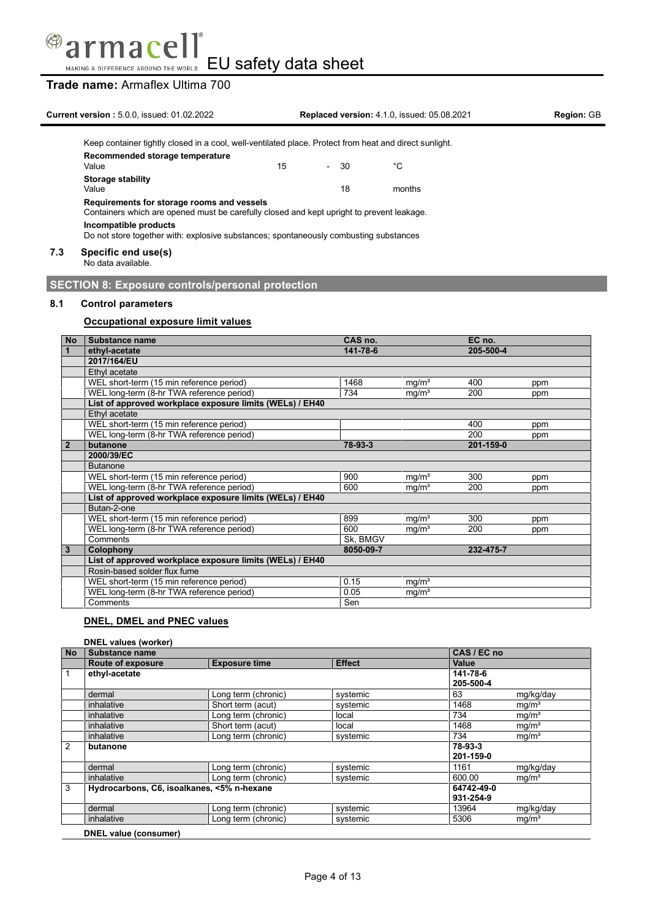Keep container tightly closed in a cool, well-ventilated place. Protect from heat and direct sunlight.

**Recommended storage temperature**

| Value | 15 | - | 30 | °C |
|---|---|---|---|---|

**Storage stability**

| Value | 18 | months |
|---|---|---|

**Requirements for storage rooms and vessels**

Containers which are opened must be carefully closed and kept upright to prevent leakage.

**Incompatible products**

Do not store together with: explosive substances; spontaneously combusting substances

### 7.3 Specific end use(s)

No data available.

## SECTION 8: Exposure controls/personal protection

### 8.1 Control parameters

#### Occupational exposure limit values

| No | Substance name | CAS no. | | EC no. | |
|---|---|---|---|---|---|
| 1 | **ethyl-acetate** | **141-78-6** | | **205-500-4** | |
| | **2017/164/EU** | | | | |
| | Ethyl acetate | | | | |
| | WEL short-term (15 min reference period) | 1468 | mg/m³ | 400 | ppm |
| | WEL long-term (8-hr TWA reference period) | 734 | mg/m³ | 200 | ppm |
| | **List of approved workplace exposure limits (WELs) / EH40** | | | | |
| | Ethyl acetate | | | | |
| | WEL short-term (15 min reference period) | | | 400 | ppm |
| | WEL long-term (8-hr TWA reference period) | | | 200 | ppm |
| 2 | **butanone** | **78-93-3** | | **201-159-0** | |
| | **2000/39/EC** | | | | |
| | Butanone | | | | |
| | WEL short-term (15 min reference period) | 900 | mg/m³ | 300 | ppm |
| | WEL long-term (8-hr TWA reference period) | 600 | mg/m³ | 200 | ppm |
| | **List of approved workplace exposure limits (WELs) / EH40** | | | | |
| | Butan-2-one | | | | |
| | WEL short-term (15 min reference period) | 899 | mg/m³ | 300 | ppm |
| | WEL long-term (8-hr TWA reference period) | 600 | mg/m³ | 200 | ppm |
| | Comments | Sk, BMGV | | | |
| 3 | **Colophony** | **8050-09-7** | | **232-475-7** | |
| | **List of approved workplace exposure limits (WELs) / EH40** | | | | |
| | Rosin-based solder flux fume | | | | |
| | WEL short-term (15 min reference period) | 0.15 | mg/m³ | | |
| | WEL long-term (8-hr TWA reference period) | 0.05 | mg/m³ | | |
| | Comments | Sen | | | |

#### DNEL, DMEL and PNEC values

**DNEL values (worker)**

| No | Substance name | | | CAS / EC no | |
|---|---|---|---|---|---|
| | **Route of exposure** | **Exposure time** | **Effect** | **Value** | |
| 1 | **ethyl-acetate** | | | **141-78-6<br>205-500-4** | |
| | dermal | Long term (chronic) | systemic | 63 | mg/kg/day |
| | inhalative | Short term (acut) | systemic | 1468 | mg/m³ |
| | inhalative | Long term (chronic) | local | 734 | mg/m³ |
| | inhalative | Short term (acut) | local | 1468 | mg/m³ |
| | inhalative | Long term (chronic) | systemic | 734 | mg/m³ |
| 2 | **butanone** | | | **78-93-3<br>201-159-0** | |
| | dermal | Long term (chronic) | systemic | 1161 | mg/kg/day |
| | inhalative | Long term (chronic) | systemic | 600.00 | mg/m³ |
| 3 | **Hydrocarbons, C6, isoalkanes, <5% n-hexane** | | | **64742-49-0<br>931-254-9** | |
| | dermal | Long term (chronic) | systemic | 13964 | mg/kg/day |
| | inhalative | Long term (chronic) | systemic | 5306 | mg/m³ |

**DNEL value (consumer)**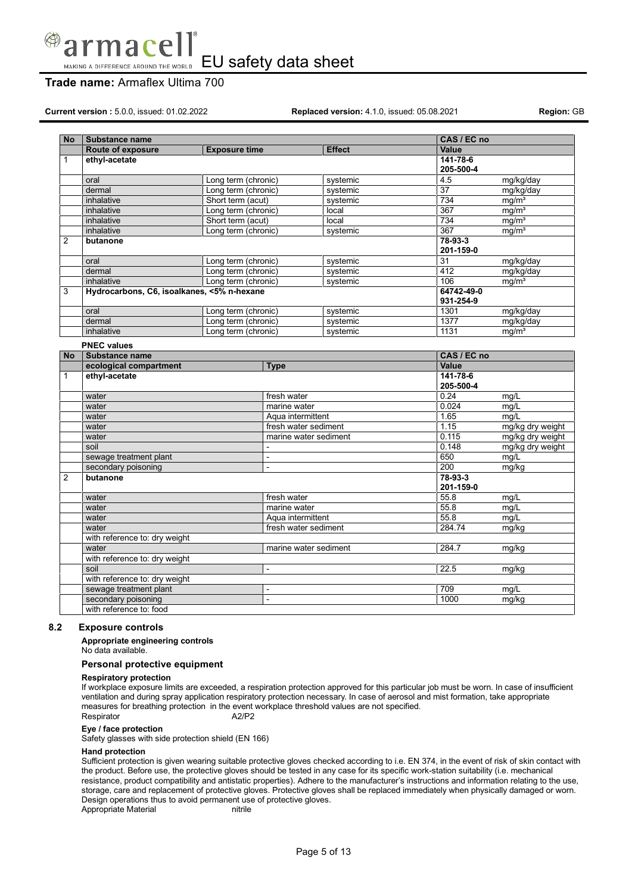| No | Substance name | | | CAS / EC no | |
|---|---|---|---|---|---|
| | **Route of exposure** | **Exposure time** | **Effect** | **Value** | |
| 1 | **ethyl-acetate** | | | **141-78-6** **205-500-4** | |
| | oral | Long term (chronic) | systemic | 4.5 | mg/kg/day |
| | dermal | Long term (chronic) | systemic | 37 | mg/kg/day |
| | inhalative | Short term (acut) | systemic | 734 | mg/m³ |
| | inhalative | Long term (chronic) | local | 367 | mg/m³ |
| | inhalative | Short term (acut) | local | 734 | mg/m³ |
| | inhalative | Long term (chronic) | systemic | 367 | mg/m³ |
| 2 | **butanone** | | | **78-93-3** **201-159-0** | |
| | oral | Long term (chronic) | systemic | 31 | mg/kg/day |
| | dermal | Long term (chronic) | systemic | 412 | mg/kg/day |
| | inhalative | Long term (chronic) | systemic | 106 | mg/m³ |
| 3 | **Hydrocarbons, C6, isoalkanes, <5% n-hexane** | | | **64742-49-0** **931-254-9** | |
| | oral | Long term (chronic) | systemic | 1301 | mg/kg/day |
| | dermal | Long term (chronic) | systemic | 1377 | mg/kg/day |
| | inhalative | Long term (chronic) | systemic | 1131 | mg/m³ |

**PNEC values**

| No | Substance name | | CAS / EC no | |
|---|---|---|---|---|
| | **ecological compartment** | **Type** | **Value** | |
| 1 | **ethyl-acetate** | | **141-78-6** **205-500-4** | |
| | water | fresh water | 0.24 | mg/L |
| | water | marine water | 0.024 | mg/L |
| | water | Aqua intermittent | 1.65 | mg/L |
| | water | fresh water sediment | 1.15 | mg/kg dry weight |
| | water | marine water sediment | 0.115 | mg/kg dry weight |
| | soil | - | 0.148 | mg/kg dry weight |
| | sewage treatment plant | - | 650 | mg/L |
| | secondary poisoning | - | 200 | mg/kg |
| 2 | **butanone** | | **78-93-3** **201-159-0** | |
| | water | fresh water | 55.8 | mg/L |
| | water | marine water | 55.8 | mg/L |
| | water | Aqua intermittent | 55.8 | mg/L |
| | water | fresh water sediment | 284.74 | mg/kg |
| | with reference to: dry weight | | | |
| | water | marine water sediment | 284.7 | mg/kg |
| | with reference to: dry weight | | | |
| | soil | - | 22.5 | mg/kg |
| | with reference to: dry weight | | | |
| | sewage treatment plant | - | 709 | mg/L |
| | secondary poisoning | - | 1000 | mg/kg |
| | with reference to: food | | | |

## 8.2 Exposure controls

**Appropriate engineering controls**
No data available.

### Personal protective equipment

**Respiratory protection**
If workplace exposure limits are exceeded, a respiration protection approved for this particular job must be worn. In case of insufficient ventilation and during spray application respiratory protection necessary. In case of aerosol and mist formation, take appropriate measures for breathing protection in the event workplace threshold values are not specified.
Respirator A2/P2

**Eye / face protection**
Safety glasses with side protection shield (EN 166)

**Hand protection**
Sufficient protection is given wearing suitable protective gloves checked according to i.e. EN 374, in the event of risk of skin contact with the product. Before use, the protective gloves should be tested in any case for its specific work-station suitability (i.e. mechanical resistance, product compatibility and antistatic properties). Adhere to the manufacturer's instructions and information relating to the use, storage, care and replacement of protective gloves. Protective gloves shall be replaced immediately when physically damaged or worn. Design operations thus to avoid permanent use of protective gloves.
Appropriate Material nitrile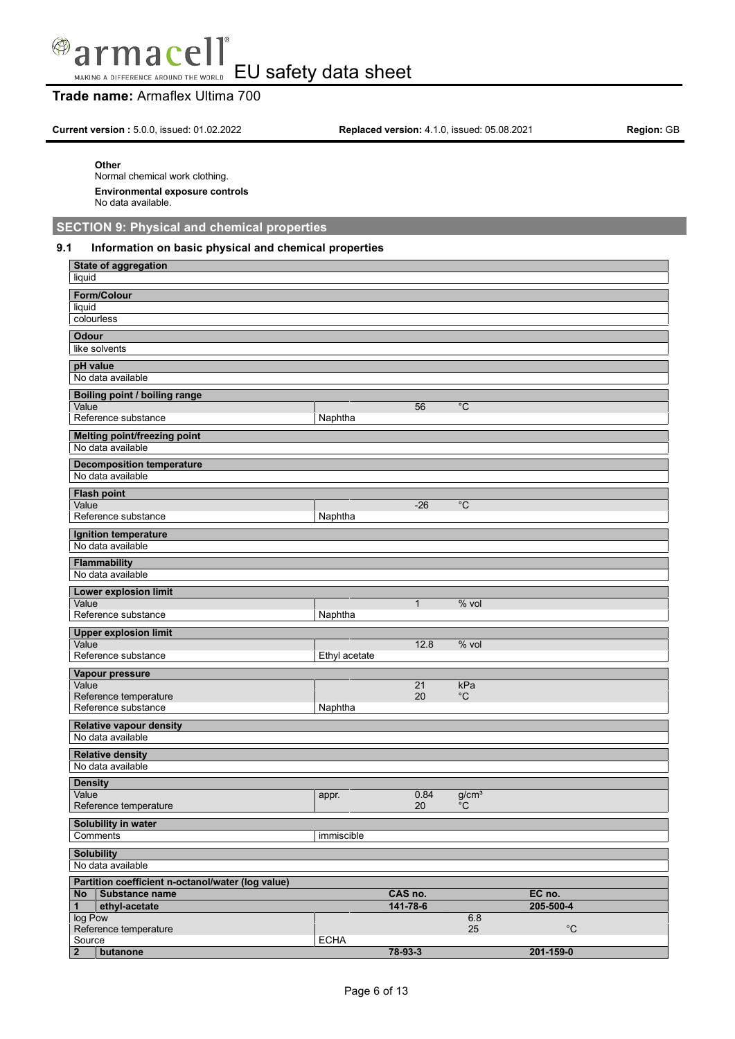**Other**

Normal chemical work clothing.

**Environmental exposure controls**

No data available.

## SECTION 9: Physical and chemical properties

### 9.1 Information on basic physical and chemical properties

**State of aggregation**

liquid

**Form/Colour**

liquid
colourless

**Odour**

like solvents

**pH value**

No data available

**Boiling point / boiling range**

| | | | |
|---|---|---|---|
| Value | | 56 | °C |
| Reference substance | Naphtha | | |

**Melting point/freezing point**

No data available

**Decomposition temperature**

No data available

**Flash point**

| | | | |
|---|---|---|---|
| Value | | -26 | °C |
| Reference substance | Naphtha | | |

**Ignition temperature**

No data available

**Flammability**

No data available

**Lower explosion limit**

| | | | |
|---|---|---|---|
| Value | | 1 | % vol |
| Reference substance | Naphtha | | |

**Upper explosion limit**

| | | | |
|---|---|---|---|
| Value | | 12.8 | % vol |
| Reference substance | Ethyl acetate | | |

**Vapour pressure**

| | | | |
|---|---|---|---|
| Value | | 21 | kPa |
| Reference temperature | | 20 | °C |
| Reference substance | Naphtha | | |

**Relative vapour density**

No data available

**Relative density**

No data available

**Density**

| | | | |
|---|---|---|---|
| Value | appr. | 0.84 | g/cm³ |
| Reference temperature | | 20 | °C |

**Solubility in water**

| | |
|---|---|
| Comments | immiscible |

**Solubility**

No data available

**Partition coefficient n-octanol/water (log value)**

| No | Substance name | | CAS no. | | EC no. |
|---|---|---|---|---|---|
| 1 | ethyl-acetate | | 141-78-6 | | 205-500-4 |
| log Pow | | | | 6.8 | |
| Reference temperature | | | | 25 | °C |
| Source | | ECHA | | | |
| 2 | butanone | | 78-93-3 | | 201-159-0 |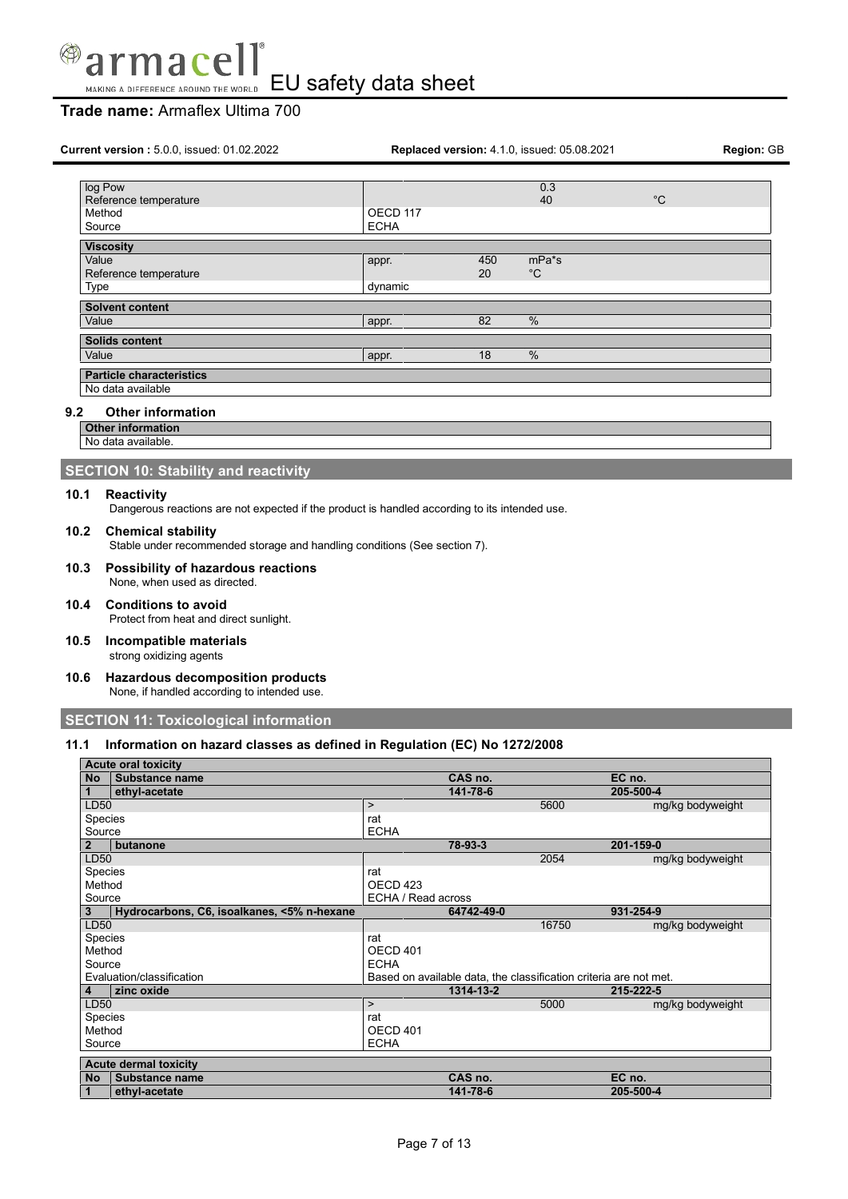| | | | | |
|---|---|---|---|---|
| log Pow | | | 0.3 | |
| Reference temperature | | | 40 | °C |
| Method | OECD 117 | | | |
| Source | ECHA | | | |

| **Viscosity** | | | |
|---|---|---|---|
| Value | appr. | 450 | mPa*s |
| Reference temperature | | 20 | °C |
| Type | dynamic | | |

| **Solvent content** | | | |
|---|---|---|---|
| Value | appr. | 82 | % |

| **Solids content** | | | |
|---|---|---|---|
| Value | appr. | 18 | % |

| **Particle characteristics** |
|---|
| No data available |

### 9.2 Other information

| **Other information** |
|---|
| No data available. |

## SECTION 10: Stability and reactivity

### 10.1 Reactivity

Dangerous reactions are not expected if the product is handled according to its intended use.

### 10.2 Chemical stability

Stable under recommended storage and handling conditions (See section 7).

### 10.3 Possibility of hazardous reactions

None, when used as directed.

### 10.4 Conditions to avoid

Protect from heat and direct sunlight.

### 10.5 Incompatible materials

strong oxidizing agents

### 10.6 Hazardous decomposition products

None, if handled according to intended use.

## SECTION 11: Toxicological information

### 11.1 Information on hazard classes as defined in Regulation (EC) No 1272/2008

| **Acute oral toxicity** | | | | | |
|---|---|---|---|---|---|
| **No** | **Substance name** | | **CAS no.** | | **EC no.** |
| **1** | **ethyl-acetate** | | **141-78-6** | | **205-500-4** |
| LD50 | | > | | 5600 | mg/kg bodyweight |
| Species | | rat | | | |
| Source | | ECHA | | | |
| **2** | **butanone** | | **78-93-3** | | **201-159-0** |
| LD50 | | | | 2054 | mg/kg bodyweight |
| Species | | rat | | | |
| Method | | OECD 423 | | | |
| Source | | ECHA / Read across | | | |
| **3** | **Hydrocarbons, C6, isoalkanes, <5% n-hexane** | | **64742-49-0** | | **931-254-9** |
| LD50 | | | | 16750 | mg/kg bodyweight |
| Species | | rat | | | |
| Method | | OECD 401 | | | |
| Source | | ECHA | | | |
| Evaluation/classification | | Based on available data, the classification criteria are not met. | | | |
| **4** | **zinc oxide** | | **1314-13-2** | | **215-222-5** |
| LD50 | | > | | 5000 | mg/kg bodyweight |
| Species | | rat | | | |
| Method | | OECD 401 | | | |
| Source | | ECHA | | | |

| **Acute dermal toxicity** | | | |
|---|---|---|---|
| **No** | **Substance name** | **CAS no.** | **EC no.** |
| **1** | **ethyl-acetate** | **141-78-6** | **205-500-4** |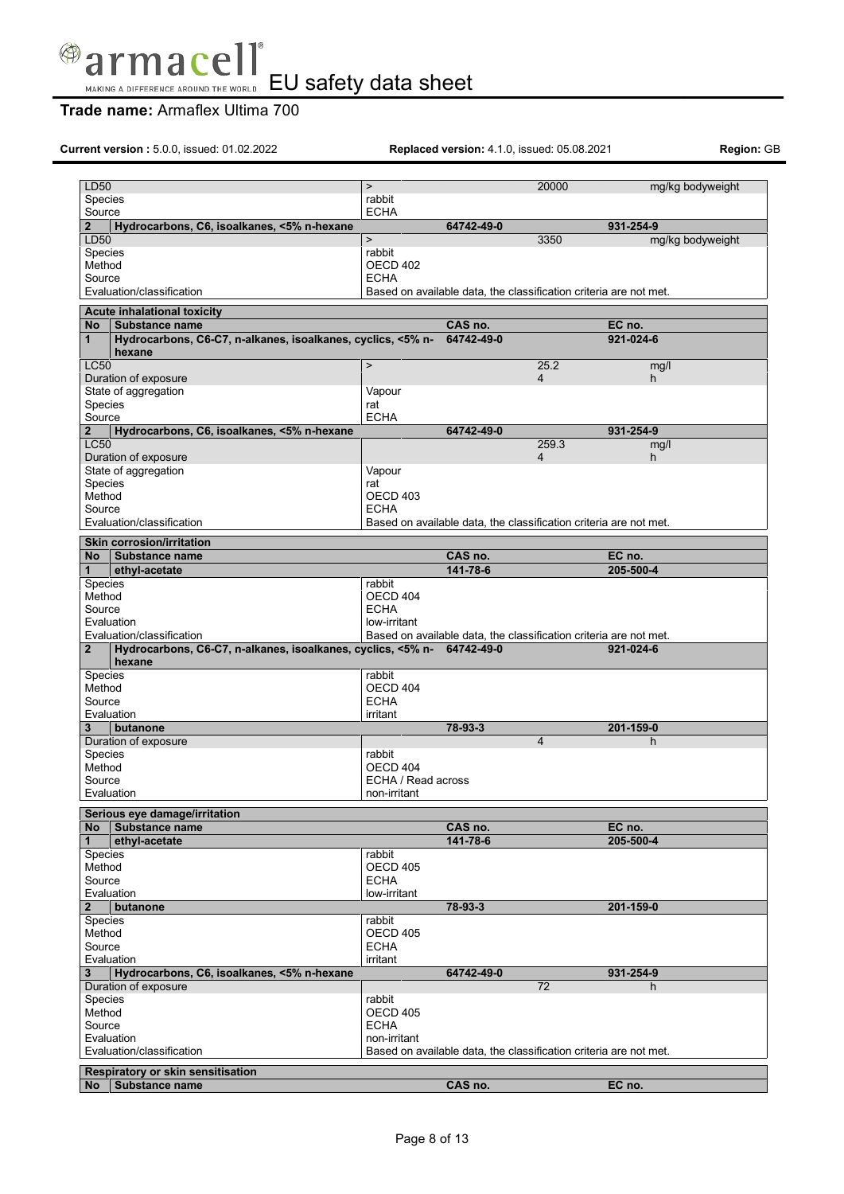| | | | | |
|---|---|---|---|---|
| LD50 | > | | 20000 | mg/kg bodyweight |
| Species | rabbit | | | |
| Source | ECHA | | | |
| **2** **Hydrocarbons, C6, isoalkanes, <5% n-hexane** | | **64742-49-0** | | **931-254-9** |
| LD50 | > | | 3350 | mg/kg bodyweight |
| Species | rabbit | | | |
| Method | OECD 402 | | | |
| Source | ECHA | | | |
| Evaluation/classification | Based on available data, the classification criteria are not met. | | | |

| **Acute inhalational toxicity** | | | | |
|---|---|---|---|---|
| **No** **Substance name** | | **CAS no.** | | **EC no.** |
| **1** **Hydrocarbons, C6-C7, n-alkanes, isoalkanes, cyclics, <5% n-hexane** | | **64742-49-0** | | **921-024-6** |
| LC50 | > | | 25.2 | mg/l |
| Duration of exposure | | | 4 | h |
| State of aggregation | Vapour | | | |
| Species | rat | | | |
| Source | ECHA | | | |
| **2** **Hydrocarbons, C6, isoalkanes, <5% n-hexane** | | **64742-49-0** | | **931-254-9** |
| LC50 | | | 259.3 | mg/l |
| Duration of exposure | | | 4 | h |
| State of aggregation | Vapour | | | |
| Species | rat | | | |
| Method | OECD 403 | | | |
| Source | ECHA | | | |
| Evaluation/classification | Based on available data, the classification criteria are not met. | | | |

| **Skin corrosion/irritation** | | | | |
|---|---|---|---|---|
| **No** **Substance name** | | **CAS no.** | | **EC no.** |
| **1** **ethyl-acetate** | | **141-78-6** | | **205-500-4** |
| Species | rabbit | | | |
| Method | OECD 404 | | | |
| Source | ECHA | | | |
| Evaluation | low-irritant | | | |
| Evaluation/classification | Based on available data, the classification criteria are not met. | | | |
| **2** **Hydrocarbons, C6-C7, n-alkanes, isoalkanes, cyclics, <5% n-hexane** | | **64742-49-0** | | **921-024-6** |
| Species | rabbit | | | |
| Method | OECD 404 | | | |
| Source | ECHA | | | |
| Evaluation | irritant | | | |
| **3** **butanone** | | **78-93-3** | | **201-159-0** |
| Duration of exposure | | | 4 | h |
| Species | rabbit | | | |
| Method | OECD 404 | | | |
| Source | ECHA / Read across | | | |
| Evaluation | non-irritant | | | |

| **Serious eye damage/irritation** | | | | |
|---|---|---|---|---|
| **No** **Substance name** | | **CAS no.** | | **EC no.** |
| **1** **ethyl-acetate** | | **141-78-6** | | **205-500-4** |
| Species | rabbit | | | |
| Method | OECD 405 | | | |
| Source | ECHA | | | |
| Evaluation | low-irritant | | | |
| **2** **butanone** | | **78-93-3** | | **201-159-0** |
| Species | rabbit | | | |
| Method | OECD 405 | | | |
| Source | ECHA | | | |
| Evaluation | irritant | | | |
| **3** **Hydrocarbons, C6, isoalkanes, <5% n-hexane** | | **64742-49-0** | | **931-254-9** |
| Duration of exposure | | | 72 | h |
| Species | rabbit | | | |
| Method | OECD 405 | | | |
| Source | ECHA | | | |
| Evaluation | non-irritant | | | |
| Evaluation/classification | Based on available data, the classification criteria are not met. | | | |

| **Respiratory or skin sensitisation** | | | | |
|---|---|---|---|---|
| **No** **Substance name** | | **CAS no.** | | **EC no.** |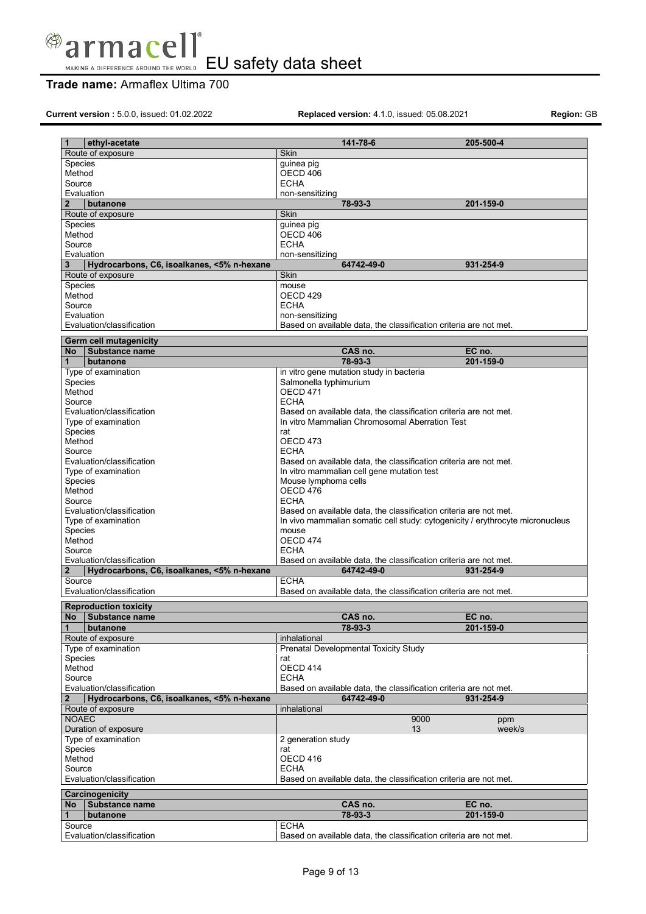| 1 | ethyl-acetate | 141-78-6 | 205-500-4 |
|---|---|---|---|
| Route of exposure | | Skin | |
| Species | | guinea pig | |
| Method | | OECD 406 | |
| Source | | ECHA | |
| Evaluation | | non-sensitizing | |
| **2** | **butanone** | **78-93-3** | **201-159-0** |
| Route of exposure | | Skin | |
| Species | | guinea pig | |
| Method | | OECD 406 | |
| Source | | ECHA | |
| Evaluation | | non-sensitizing | |
| **3** | **Hydrocarbons, C6, isoalkanes, <5% n-hexane** | **64742-49-0** | **931-254-9** |
| Route of exposure | | Skin | |
| Species | | mouse | |
| Method | | OECD 429 | |
| Source | | ECHA | |
| Evaluation | | non-sensitizing | |
| Evaluation/classification | | Based on available data, the classification criteria are not met. | |

| **Germ cell mutagenicity** | | | |
|---|---|---|---|
| **No** | **Substance name** | **CAS no.** | **EC no.** |
| **1** | **butanone** | **78-93-3** | **201-159-0** |
| Type of examination | | in vitro gene mutation study in bacteria | |
| Species | | Salmonella typhimurium | |
| Method | | OECD 471 | |
| Source | | ECHA | |
| Evaluation/classification | | Based on available data, the classification criteria are not met. | |
| Type of examination | | In vitro Mammalian Chromosomal Aberration Test | |
| Species | | rat | |
| Method | | OECD 473 | |
| Source | | ECHA | |
| Evaluation/classification | | Based on available data, the classification criteria are not met. | |
| Type of examination | | In vitro mammalian cell gene mutation test | |
| Species | | Mouse lymphoma cells | |
| Method | | OECD 476 | |
| Source | | ECHA | |
| Evaluation/classification | | Based on available data, the classification criteria are not met. | |
| Type of examination | | In vivo mammalian somatic cell study: cytogenicity / erythrocyte micronucleus | |
| Species | | mouse | |
| Method | | OECD 474 | |
| Source | | ECHA | |
| Evaluation/classification | | Based on available data, the classification criteria are not met. | |
| **2** | **Hydrocarbons, C6, isoalkanes, <5% n-hexane** | **64742-49-0** | **931-254-9** |
| Source | | ECHA | |
| Evaluation/classification | | Based on available data, the classification criteria are not met. | |

| **Reproduction toxicity** | | | |
|---|---|---|---|
| **No** | **Substance name** | **CAS no.** | **EC no.** |
| **1** | **butanone** | **78-93-3** | **201-159-0** |
| Route of exposure | | inhalational | |
| Type of examination | | Prenatal Developmental Toxicity Study | |
| Species | | rat | |
| Method | | OECD 414 | |
| Source | | ECHA | |
| Evaluation/classification | | Based on available data, the classification criteria are not met. | |
| **2** | **Hydrocarbons, C6, isoalkanes, <5% n-hexane** | **64742-49-0** | **931-254-9** |
| Route of exposure | | inhalational | |
| NOAEC | | 9000 | ppm |
| Duration of exposure | | 13 | week/s |
| Type of examination | | 2 generation study | |
| Species | | rat | |
| Method | | OECD 416 | |
| Source | | ECHA | |
| Evaluation/classification | | Based on available data, the classification criteria are not met. | |

| **Carcinogenicity** | | | |
|---|---|---|---|
| **No** | **Substance name** | **CAS no.** | **EC no.** |
| **1** | **butanone** | **78-93-3** | **201-159-0** |
| Source | | ECHA | |
| Evaluation/classification | | Based on available data, the classification criteria are not met. | |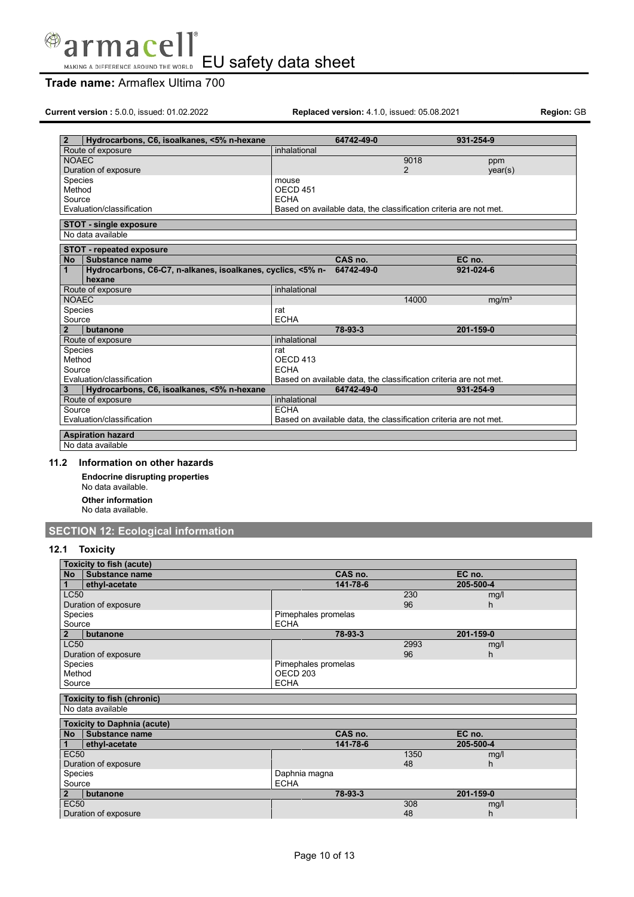| 2 | Hydrocarbons, C6, isoalkanes, <5% n-hexane | 64742-49-0 | | 931-254-9 |
|---|---|---|---|---|
| Route of exposure | | inhalational | | |
| NOAEC | | | 9018 | ppm |
| Duration of exposure | | | 2 | year(s) |
| Species | | mouse | | |
| Method | | OECD 451 | | |
| Source | | ECHA | | |
| Evaluation/classification | | Based on available data, the classification criteria are not met. | | |

| STOT - single exposure |
|---|
| No data available |

| STOT - repeated exposure | | | | |
|---|---|---|---|---|
| **No** | **Substance name** | **CAS no.** | | **EC no.** |
| **1** | **Hydrocarbons, C6-C7, n-alkanes, isoalkanes, cyclics, <5% n-hexane** | **64742-49-0** | | **921-024-6** |
| Route of exposure | | inhalational | | |
| NOAEC | | | 14000 | $mg/m^3$ |
| Species | | rat | | |
| Source | | ECHA | | |
| **2** | **butanone** | **78-93-3** | | **201-159-0** |
| Route of exposure | | inhalational | | |
| Species | | rat | | |
| Method | | OECD 413 | | |
| Source | | ECHA | | |
| Evaluation/classification | | Based on available data, the classification criteria are not met. | | |
| **3** | **Hydrocarbons, C6, isoalkanes, <5% n-hexane** | **64742-49-0** | | **931-254-9** |
| Route of exposure | | inhalational | | |
| Source | | ECHA | | |
| Evaluation/classification | | Based on available data, the classification criteria are not met. | | |

| Aspiration hazard |
|---|
| No data available |

### 11.2 Information on other hazards

**Endocrine disrupting properties**

No data available.

**Other information**

No data available.

## SECTION 12: Ecological information

### 12.1 Toxicity

| Toxicity to fish (acute) | | | | |
|---|---|---|---|---|
| **No** | **Substance name** | **CAS no.** | | **EC no.** |
| **1** | **ethyl-acetate** | **141-78-6** | | **205-500-4** |
| LC50 | | | 230 | mg/l |
| Duration of exposure | | | 96 | h |
| Species | | Pimephales promelas | | |
| Source | | ECHA | | |
| **2** | **butanone** | **78-93-3** | | **201-159-0** |
| LC50 | | | 2993 | mg/l |
| Duration of exposure | | | 96 | h |
| Species | | Pimephales promelas | | |
| Method | | OECD 203 | | |
| Source | | ECHA | | |

| Toxicity to fish (chronic) |
|---|
| No data available |

| Toxicity to Daphnia (acute) | | | | |
|---|---|---|---|---|
| **No** | **Substance name** | **CAS no.** | | **EC no.** |
| **1** | **ethyl-acetate** | **141-78-6** | | **205-500-4** |
| EC50 | | | 1350 | mg/l |
| Duration of exposure | | | 48 | h |
| Species | | Daphnia magna | | |
| Source | | ECHA | | |
| **2** | **butanone** | **78-93-3** | | **201-159-0** |
| EC50 | | | 308 | mg/l |
| Duration of exposure | | | 48 | h |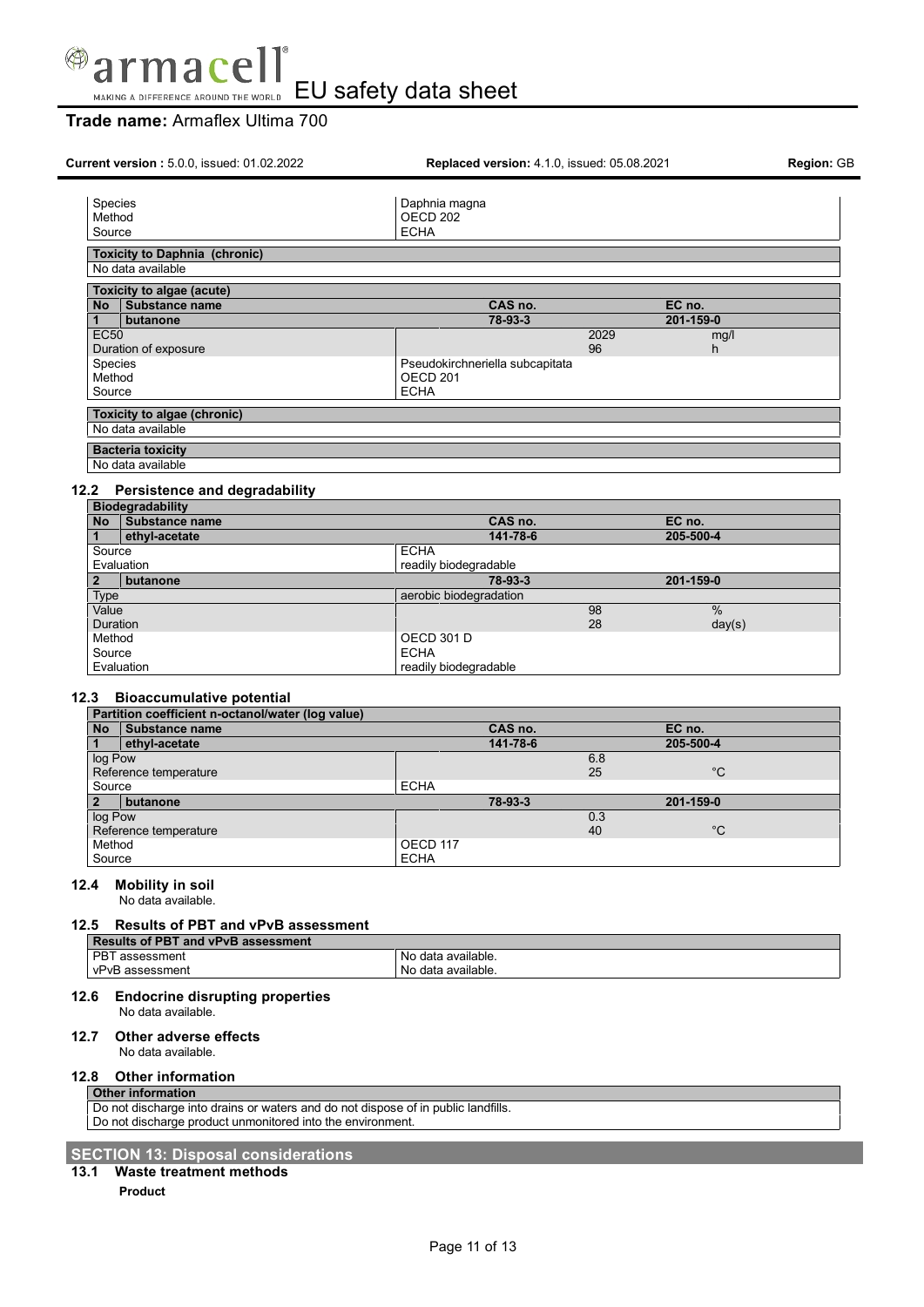| | |
|---|---|
| Species | Daphnia magna |
| Method | OECD 202 |
| Source | ECHA |

| Toxicity to Daphnia (chronic) |
|---|
| No data available |

| Toxicity to algae (acute) | | | |
|---|---|---|---|
| **No** **Substance name** | **CAS no.** | | **EC no.** |
| **1** **butanone** | **78-93-3** | | **201-159-0** |
| EC50 | | 2029 | mg/l |
| Duration of exposure | | 96 | h |
| Species | Pseudokirchneriella subcapitata | | |
| Method | OECD 201 | | |
| Source | ECHA | | |

| Toxicity to algae (chronic) |
|---|
| No data available |

| Bacteria toxicity |
|---|
| No data available |

## 12.2 Persistence and degradability

| Biodegradability | | | |
|---|---|---|---|
| **No** **Substance name** | **CAS no.** | | **EC no.** |
| **1** **ethyl-acetate** | **141-78-6** | | **205-500-4** |
| Source | ECHA | | |
| Evaluation | readily biodegradable | | |
| **2** **butanone** | **78-93-3** | | **201-159-0** |
| Type | aerobic biodegradation | | |
| Value | | 98 | % |
| Duration | | 28 | day(s) |
| Method | OECD 301 D | | |
| Source | ECHA | | |
| Evaluation | readily biodegradable | | |

## 12.3 Bioaccumulative potential

| Partition coefficient n-octanol/water (log value) | | | |
|---|---|---|---|
| **No** **Substance name** | **CAS no.** | | **EC no.** |
| **1** **ethyl-acetate** | **141-78-6** | | **205-500-4** |
| log Pow | | 6.8 | |
| Reference temperature | | 25 | °C |
| Source | ECHA | | |
| **2** **butanone** | **78-93-3** | | **201-159-0** |
| log Pow | | 0.3 | |
| Reference temperature | | 40 | °C |
| Method | OECD 117 | | |
| Source | ECHA | | |

## 12.4 Mobility in soil

No data available.

## 12.5 Results of PBT and vPvB assessment

| Results of PBT and vPvB assessment | |
|---|---|
| PBT assessment | No data available. |
| vPvB assessment | No data available. |

## 12.6 Endocrine disrupting properties

No data available.

## 12.7 Other adverse effects

No data available.

## 12.8 Other information

| Other information |
|---|
| Do not discharge into drains or waters and do not dispose of in public landfills. |
| Do not discharge product unmonitored into the environment. |

# SECTION 13: Disposal considerations

## 13.1 Waste treatment methods

**Product**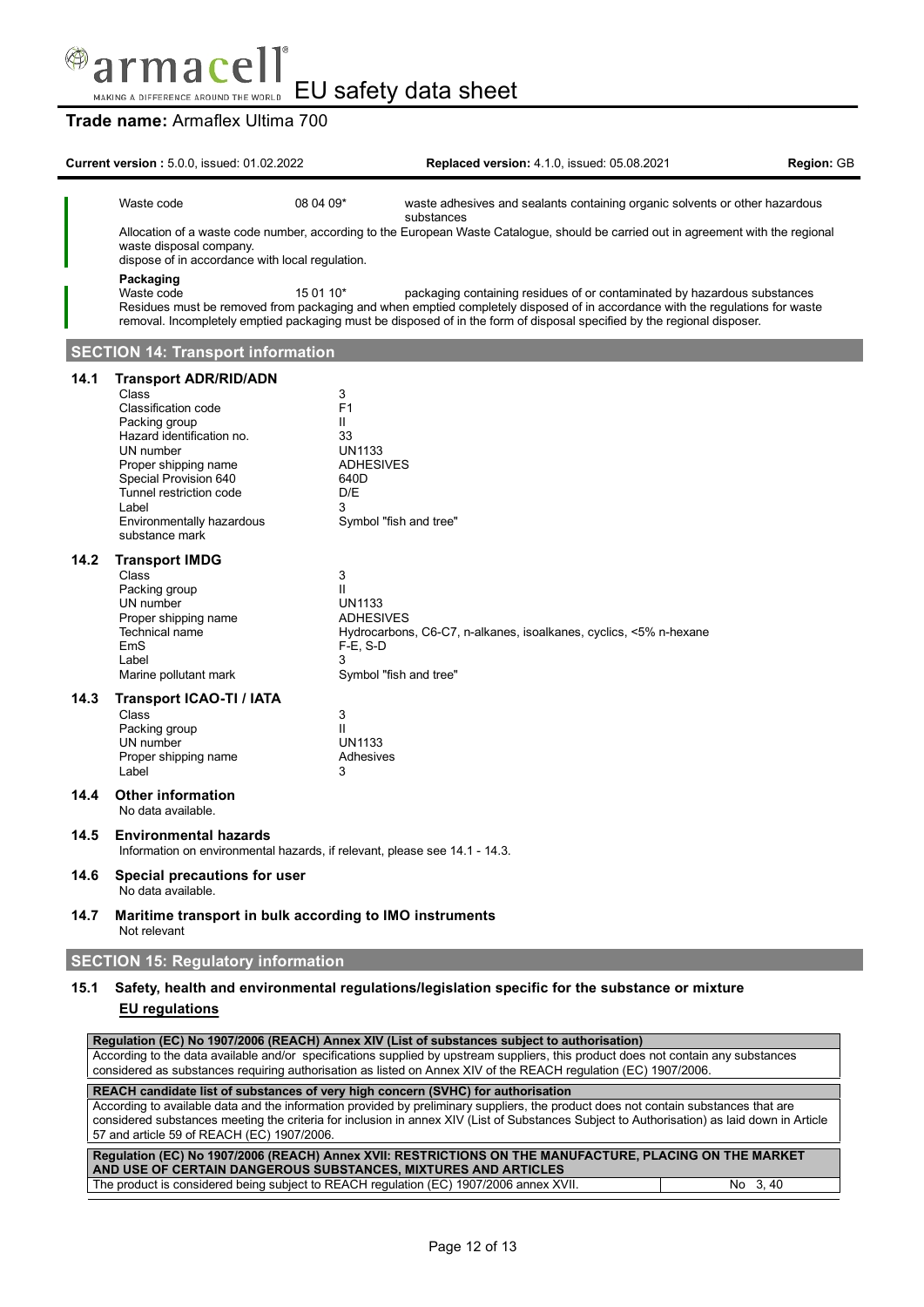| | | |
|---|---|---|
| Waste code | 08 04 09* | waste adhesives and sealants containing organic solvents or other hazardous substances |

Allocation of a waste code number, according to the European Waste Catalogue, should be carried out in agreement with the regional waste disposal company.
dispose of in accordance with local regulation.

**Packaging**

| | | |
|---|---|---|
| Waste code | 15 01 10* | packaging containing residues of or contaminated by hazardous substances |

Residues must be removed from packaging and when emptied completely disposed of in accordance with the regulations for waste removal. Incompletely emptied packaging must be disposed of in the form of disposal specified by the regional disposer.

## SECTION 14: Transport information

### 14.1 Transport ADR/RID/ADN

| | |
|---|---|
| Class | 3 |
| Classification code | F1 |
| Packing group | II |
| Hazard identification no. | 33 |
| UN number | UN1133 |
| Proper shipping name | ADHESIVES |
| Special Provision 640 | 640D |
| Tunnel restriction code | D/E |
| Label | 3 |
| Environmentally hazardous substance mark | Symbol "fish and tree" |

### 14.2 Transport IMDG

| | |
|---|---|
| Class | 3 |
| Packing group | II |
| UN number | UN1133 |
| Proper shipping name | ADHESIVES |
| Technical name | Hydrocarbons, C6-C7, n-alkanes, isoalkanes, cyclics, <5% n-hexane |
| EmS | F-E, S-D |
| Label | 3 |
| Marine pollutant mark | Symbol "fish and tree" |

### 14.3 Transport ICAO-TI / IATA

| | |
|---|---|
| Class | 3 |
| Packing group | II |
| UN number | UN1133 |
| Proper shipping name | Adhesives |
| Label | 3 |

### 14.4 Other information

No data available.

### 14.5 Environmental hazards

Information on environmental hazards, if relevant, please see 14.1 - 14.3.

### 14.6 Special precautions for user

No data available.

### 14.7 Maritime transport in bulk according to IMO instruments

Not relevant

## SECTION 15: Regulatory information

### 15.1 Safety, health and environmental regulations/legislation specific for the substance or mixture

**EU regulations**

| Regulation (EC) No 1907/2006 (REACH) Annex XIV (List of substances subject to authorisation) |
|---|
| According to the data available and/or specifications supplied by upstream suppliers, this product does not contain any substances considered as substances requiring authorisation as listed on Annex XIV of the REACH regulation (EC) 1907/2006. |

| REACH candidate list of substances of very high concern (SVHC) for authorisation |
|---|
| According to available data and the information provided by preliminary suppliers, the product does not contain substances that are considered substances meeting the criteria for inclusion in annex XIV (List of Substances Subject to Authorisation) as laid down in Article 57 and article 59 of REACH (EC) 1907/2006. |

| Regulation (EC) No 1907/2006 (REACH) Annex XVII: RESTRICTIONS ON THE MANUFACTURE, PLACING ON THE MARKET AND USE OF CERTAIN DANGEROUS SUBSTANCES, MIXTURES AND ARTICLES | |
|---|---|
| The product is considered being subject to REACH regulation (EC) 1907/2006 annex XVII. | No 3, 40 |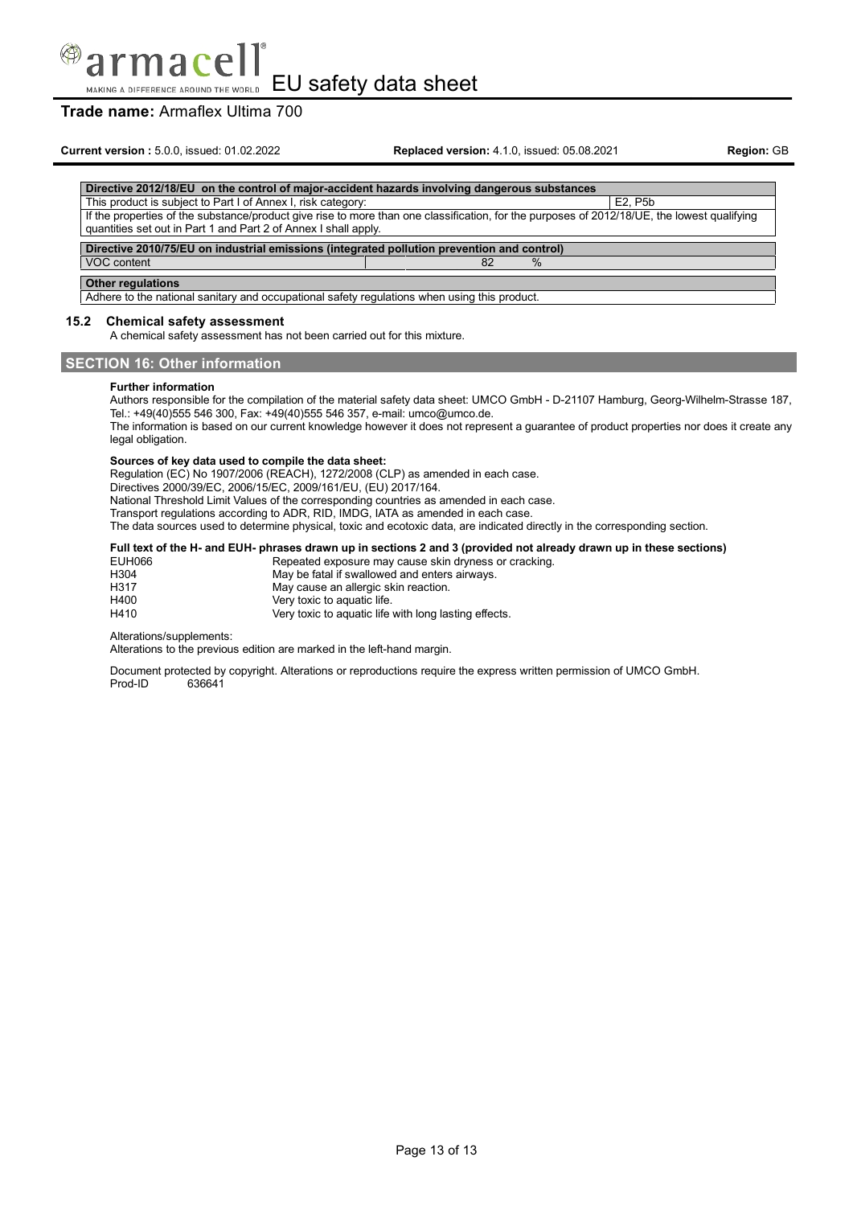| Directive 2012/18/EU on the control of major-accident hazards involving dangerous substances | |
|---|---|
| This product is subject to Part I of Annex I, risk category: | E2, P5b |
| If the properties of the substance/product give rise to more than one classification, for the purposes of 2012/18/UE, the lowest qualifying quantities set out in Part 1 and Part 2 of Annex I shall apply. | |

| Directive 2010/75/EU on industrial emissions (integrated pollution prevention and control) | | |
|---|---|---|
| VOC content | 82 | % |

| Other regulations |
|---|
| Adhere to the national sanitary and occupational safety regulations when using this product. |

### 15.2 Chemical safety assessment

A chemical safety assessment has not been carried out for this mixture.

## SECTION 16: Other information

**Further information**

Authors responsible for the compilation of the material safety data sheet: UMCO GmbH - D-21107 Hamburg, Georg-Wilhelm-Strasse 187, Tel.: +49(40)555 546 300, Fax: +49(40)555 546 357, e-mail: umco@umco.de.

The information is based on our current knowledge however it does not represent a guarantee of product properties nor does it create any legal obligation.

**Sources of key data used to compile the data sheet:**

Regulation (EC) No 1907/2006 (REACH), 1272/2008 (CLP) as amended in each case.
Directives 2000/39/EC, 2006/15/EC, 2009/161/EU, (EU) 2017/164.
National Threshold Limit Values of the corresponding countries as amended in each case.
Transport regulations according to ADR, RID, IMDG, IATA as amended in each case.
The data sources used to determine physical, toxic and ecotoxic data, are indicated directly in the corresponding section.

**Full text of the H- and EUH- phrases drawn up in sections 2 and 3 (provided not already drawn up in these sections)**

| | |
|---|---|
| EUH066 | Repeated exposure may cause skin dryness or cracking. |
| H304 | May be fatal if swallowed and enters airways. |
| H317 | May cause an allergic skin reaction. |
| H400 | Very toxic to aquatic life. |
| H410 | Very toxic to aquatic life with long lasting effects. |

Alterations/supplements:
Alterations to the previous edition are marked in the left-hand margin.

Document protected by copyright. Alterations or reproductions require the express written permission of UMCO GmbH.
Prod-ID 636641